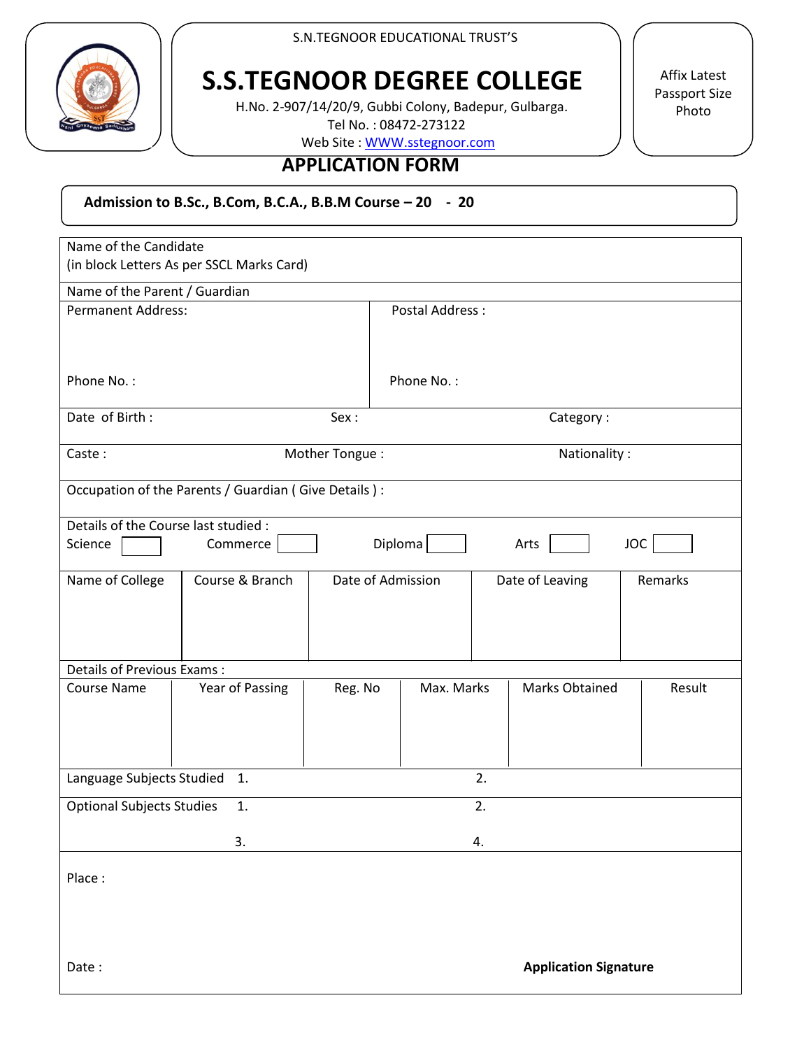S.N.TEGNOOR EDUCATIONAL TRUST'S

# S.S.TEGNOOR DEGREE COLLEGE

H.No. 2-907/14/20/9, Gubbi Colony, Badepur, Gulbarga.
Tel No. : 08472-273122
Web Site : WWW.sstegnoor.com

Affix Latest Passport Size Photo

## APPLICATION FORM

**Admission to B.Sc., B.Com, B.C.A., B.B.M Course – 20 - 20**

Name of the Candidate
(in block Letters As per SSCL Marks Card)

Name of the Parent / Guardian

| Permanent Address: | Postal Address : |
|---|---|
| Phone No. : | Phone No. : |

Date of Birth : &nbsp;&nbsp;&nbsp; Sex : &nbsp;&nbsp;&nbsp; Category :

Caste : &nbsp;&nbsp;&nbsp; Mother Tongue : &nbsp;&nbsp;&nbsp; Nationality :

Occupation of the Parents / Guardian ( Give Details ) :

Details of the Course last studied :
Science [ ] &nbsp;&nbsp; Commerce [ ] &nbsp;&nbsp; Diploma [ ] &nbsp;&nbsp; Arts [ ] &nbsp;&nbsp; JOC [ ]

| Name of College | Course & Branch | Date of Admission | Date of Leaving | Remarks |
|---|---|---|---|---|
| | | | | |

Details of Previous Exams :

| Course Name | Year of Passing | Reg. No | Max. Marks | Marks Obtained | Result |
|---|---|---|---|---|---|
| | | | | | |

Language Subjects Studied &nbsp; 1. &nbsp;&nbsp;&nbsp; 2.

Optional Subjects Studies &nbsp; 1. &nbsp;&nbsp;&nbsp; 2.
3. &nbsp;&nbsp;&nbsp; 4.

Place :

Date : &nbsp;&nbsp;&nbsp; **Application Signature**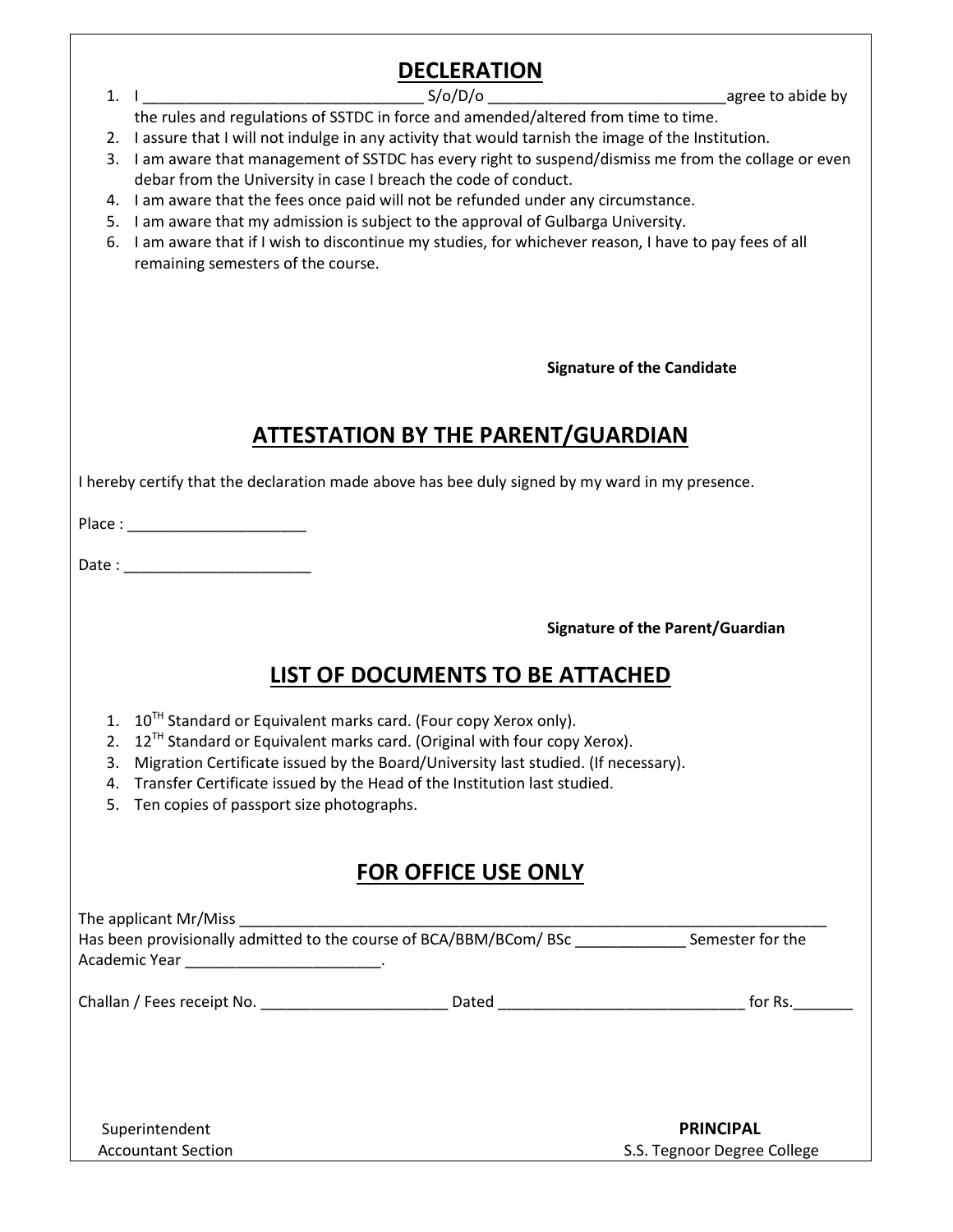## DECLERATION

1. I ________________________________ S/o/D/o ____________________________agree to abide by the rules and regulations of SSTDC in force and amended/altered from time to time.
2. I assure that I will not indulge in any activity that would tarnish the image of the Institution.
3. I am aware that management of SSTDC has every right to suspend/dismiss me from the collage or even debar from the University in case I breach the code of conduct.
4. I am aware that the fees once paid will not be refunded under any circumstance.
5. I am aware that my admission is subject to the approval of Gulbarga University.
6. I am aware that if I wish to discontinue my studies, for whichever reason, I have to pay fees of all remaining semesters of the course.

**Signature of the Candidate**

## ATTESTATION BY THE PARENT/GUARDIAN

I hereby certify that the declaration made above has bee duly signed by my ward in my presence.

Place : _____________________

Date : ______________________

**Signature of the Parent/Guardian**

## LIST OF DOCUMENTS TO BE ATTACHED

1. 10TH Standard or Equivalent marks card. (Four copy Xerox only).
2. 12TH Standard or Equivalent marks card. (Original with four copy Xerox).
3. Migration Certificate issued by the Board/University last studied. (If necessary).
4. Transfer Certificate issued by the Head of the Institution last studied.
5. Ten copies of passport size photographs.

## FOR OFFICE USE ONLY

The applicant Mr/Miss ________________________________________________________________________
Has been provisionally admitted to the course of BCA/BBM/BCom/ BSc _____________ Semester for the Academic Year _______________________.

Challan / Fees receipt No. ______________________ Dated _____________________________ for Rs._______

Superintendent
Accountant Section

**PRINCIPAL**
S.S. Tegnoor Degree College